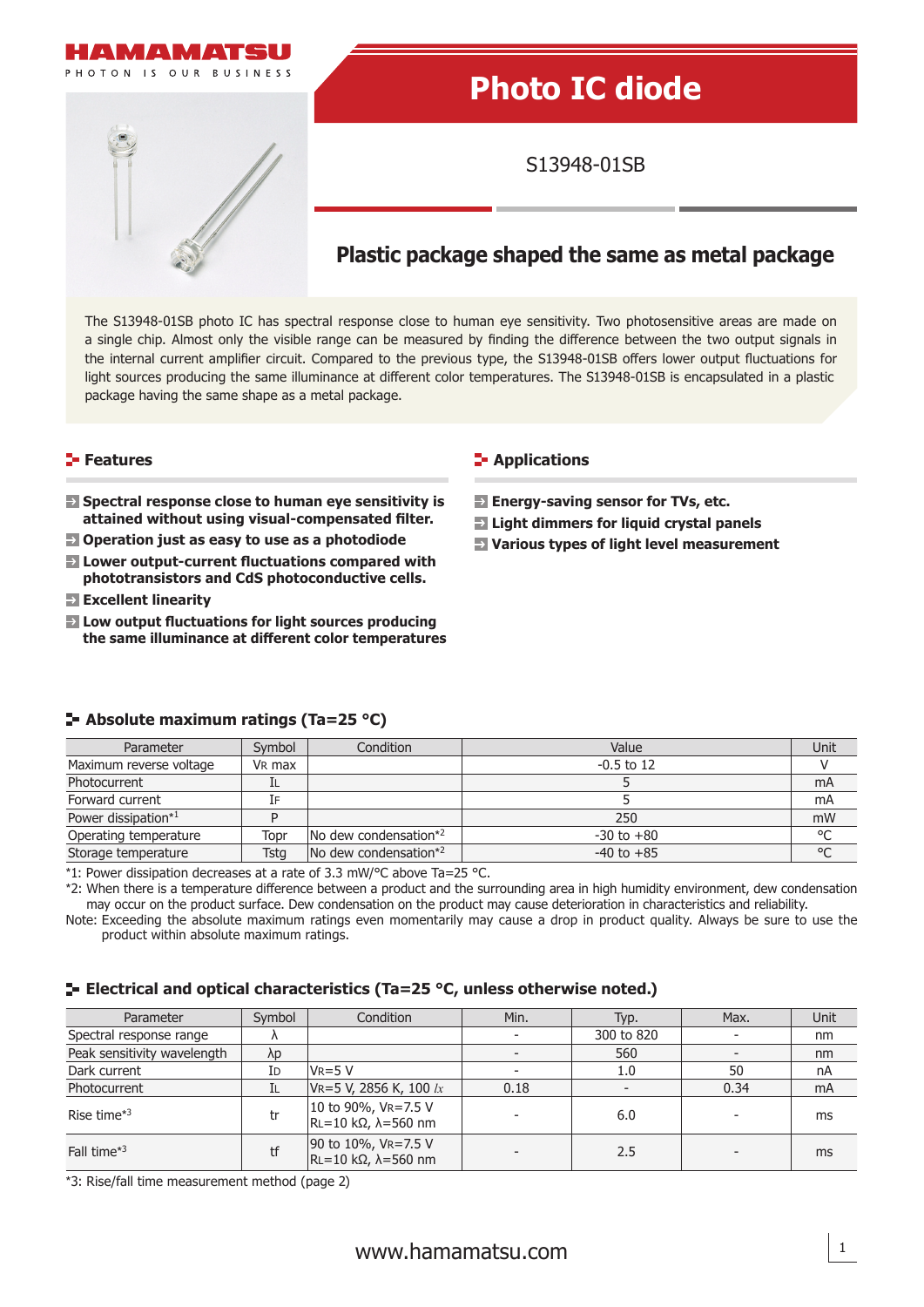HAMAMATSU

PHOTON IS OUR BUSINESS

# Photo IC diode

S13948-01SB

## Plastic package shaped the same as metal package

The S13948-01SB photo IC has spectral response close to human eye sensitivity. Two photosensitive areas are made on a single chip. Almost only the visible range can be measured by finding the difference between the two output signals in the internal current amplifier circuit. Compared to the previous type, the S13948-01SB offers lower output fluctuations for light sources producing the same illuminance at different color temperatures. The S13948-01SB is encapsulated in a plastic package having the same shape as a metal package.

### Features

- **Spectral response close to human eye sensitivity is attained without using visual-compensated filter.**
- **Operation just as easy to use as a photodiode**
- **Lower output-current fluctuations compared with phototransistors and CdS photoconductive cells.**
- **Excellent linearity**
- **Low output fluctuations for light sources producing the same illuminance at different color temperatures**

### Applications

- **Energy-saving sensor for TVs, etc.**
- **Light dimmers for liquid crystal panels**
- **Various types of light level measurement**

### Absolute maximum ratings (Ta=25 °C)

| Parameter | Symbol | Condition | Value | Unit |
|---|---|---|---|---|
| Maximum reverse voltage | $V_R$ max | | -0.5 to 12 | V |
| Photocurrent | $I_L$ | | 5 | mA |
| Forward current | $I_F$ | | 5 | mA |
| Power dissipation*1 | P | | 250 | mW |
| Operating temperature | Topr | No dew condensation*2 | -30 to +80 | °C |
| Storage temperature | Tstg | No dew condensation*2 | -40 to +85 | °C |

*1: Power dissipation decreases at a rate of 3.3 mW/°C above Ta=25 °C.

*2: When there is a temperature difference between a product and the surrounding area in high humidity environment, dew condensation may occur on the product surface. Dew condensation on the product may cause deterioration in characteristics and reliability.

Note: Exceeding the absolute maximum ratings even momentarily may cause a drop in product quality. Always be sure to use the product within absolute maximum ratings.

### Electrical and optical characteristics (Ta=25 °C, unless otherwise noted.)

| Parameter | Symbol | Condition | Min. | Typ. | Max. | Unit |
|---|---|---|---|---|---|---|
| Spectral response range | λ | | - | 300 to 820 | - | nm |
| Peak sensitivity wavelength | λp | | - | 560 | - | nm |
| Dark current | $I_D$ | $V_R$=5 V | - | 1.0 | 50 | nA |
| Photocurrent | $I_L$ | $V_R$=5 V, 2856 K, 100 *lx* | 0.18 | - | 0.34 | mA |
| Rise time*3 | tr | 10 to 90%, $V_R$=7.5 V $R_L$=10 kΩ, λ=560 nm | - | 6.0 | - | ms |
| Fall time*3 | tf | 90 to 10%, $V_R$=7.5 V $R_L$=10 kΩ, λ=560 nm | - | 2.5 | - | ms |

*3: Rise/fall time measurement method (page 2)

www.hamamatsu.com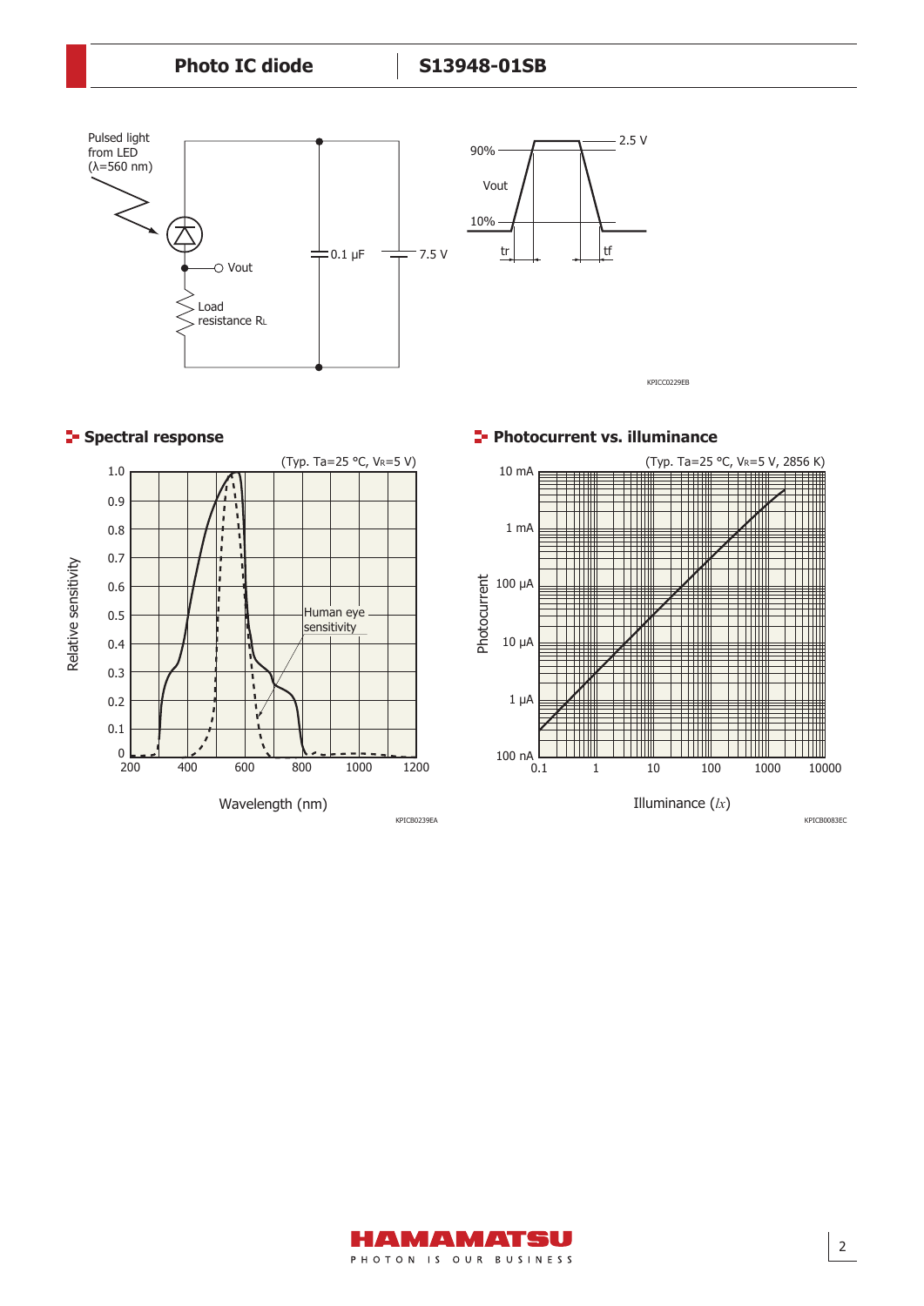Pulsed light from LED (λ=560 nm)

Vout

Load resistance $R_L$

0.1 μF

7.5 V

90%

Vout

10%

2.5 V

tr

tf

KPICC0229EB

## Spectral response

(Typ. Ta=25 °C, $V_R$=5 V)

Relative sensitivity

Human eye sensitivity

Wavelength (nm)

KPICB0239EA

## Photocurrent vs. illuminance

(Typ. Ta=25 °C, $V_R$=5 V, 2856 K)

Photocurrent

Illuminance (*lx*)

KPICB0083EC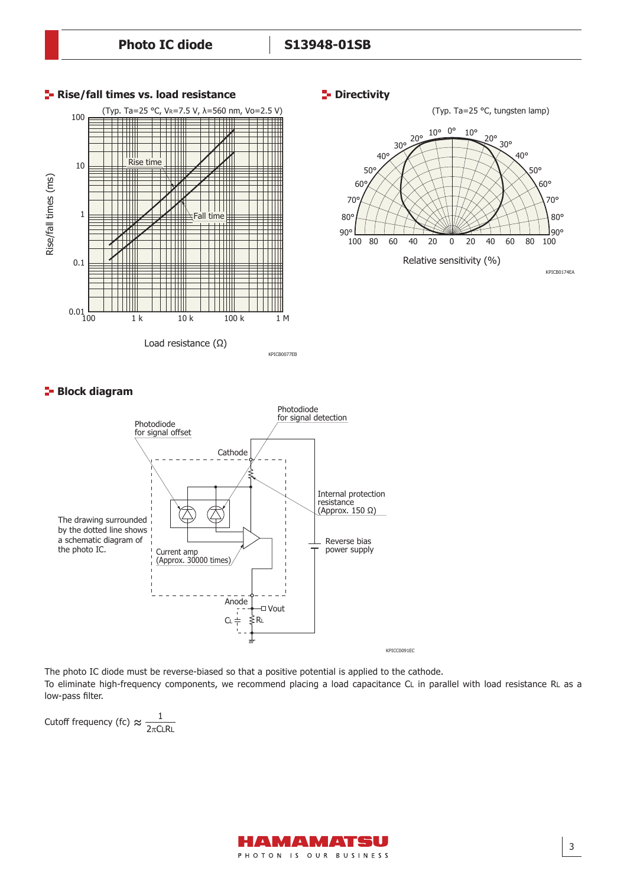## Rise/fall times vs. load resistance

(Typ. Ta=25 °C, $V_R$=7.5 V, λ=560 nm, Vo=2.5 V)

Rise/fall times (ms)

Rise time

Fall time

Load resistance (Ω)

KPICB0077EB

## Directivity

(Typ. Ta=25 °C, tungsten lamp)

Relative sensitivity (%)

KPICB0174EA

## Block diagram

Photodiode for signal offset

Photodiode for signal detection

Cathode

Internal protection resistance (Approx. 150 Ω)

The drawing surrounded by the dotted line shows a schematic diagram of the photo IC.

Current amp (Approx. 30000 times)

Reverse bias power supply

Anode

Vout

$C_L$

$R_L$

KPICC0091EC

The photo IC diode must be reverse-biased so that a positive potential is applied to the cathode.
To eliminate high-frequency components, we recommend placing a load capacitance $C_L$ in parallel with load resistance $R_L$ as a low-pass filter.

$$\text{Cutoff frequency (fc)} \approx \frac{1}{2\pi C_L R_L}$$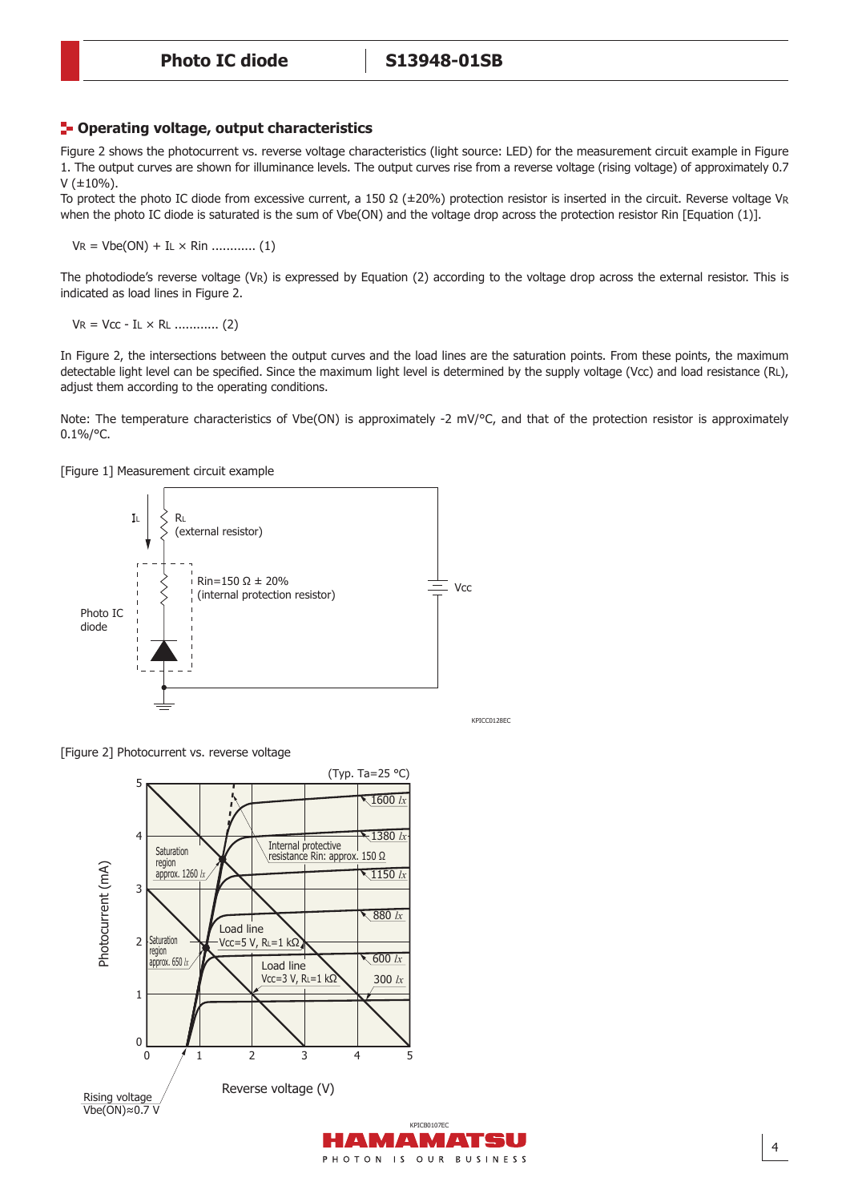## Operating voltage, output characteristics

Figure 2 shows the photocurrent vs. reverse voltage characteristics (light source: LED) for the measurement circuit example in Figure 1. The output curves are shown for illuminance levels. The output curves rise from a reverse voltage (rising voltage) of approximately 0.7 V (±10%).

To protect the photo IC diode from excessive current, a 150 Ω (±20%) protection resistor is inserted in the circuit. Reverse voltage $V_R$ when the photo IC diode is saturated is the sum of Vbe(ON) and the voltage drop across the protection resistor Rin [Equation (1)].

$$V_R = Vbe(ON) + I_L \times Rin \text{ ............ (1)}$$

The photodiode's reverse voltage ($V_R$) is expressed by Equation (2) according to the voltage drop across the external resistor. This is indicated as load lines in Figure 2.

$$V_R = Vcc - I_L \times R_L \text{ ............ (2)}$$

In Figure 2, the intersections between the output curves and the load lines are the saturation points. From these points, the maximum detectable light level can be specified. Since the maximum light level is determined by the supply voltage (Vcc) and load resistance ($R_L$), adjust them according to the operating conditions.

Note: The temperature characteristics of Vbe(ON) is approximately -2 mV/°C, and that of the protection resistor is approximately 0.1%/°C.

[Figure 1] Measurement circuit example

[Figure 2] Photocurrent vs. reverse voltage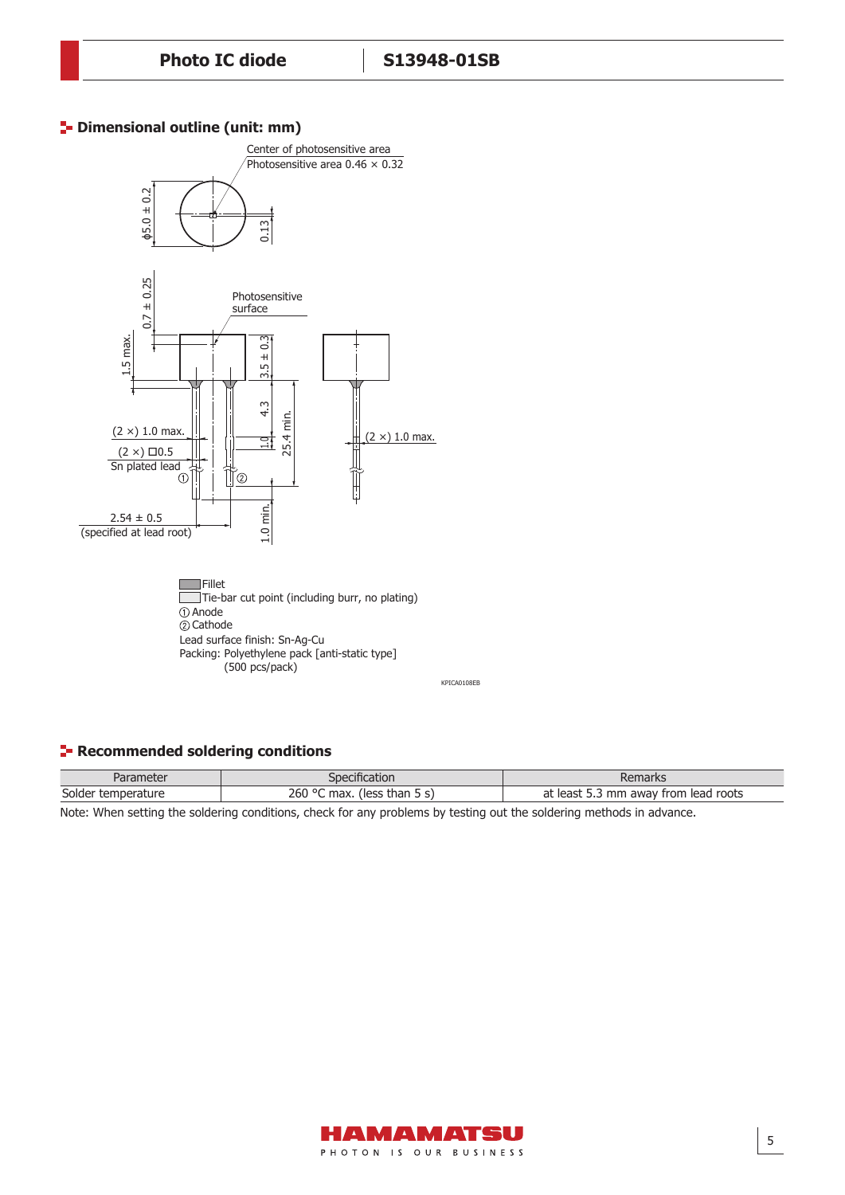## Dimensional outline (unit: mm)

Center of photosensitive area
Photosensitive area 0.46 × 0.32

ϕ5.0 ± 0.2

0.13

0.7 ± 0.25

Photosensitive surface

1.5 max.

3.5 ± 0.3

4.3

1.0

25.4 min.

(2 ×) 1.0 max.

(2 ×) □0.5
Sn plated lead

①

②

(2 ×) 1.0 max.

2.54 ± 0.5
(specified at lead root)

1.0 min.

Fillet
Tie-bar cut point (including burr, no plating)
① Anode
② Cathode
Lead surface finish: Sn-Ag-Cu
Packing: Polyethylene pack [anti-static type]
(500 pcs/pack)

KPICA0108EB

## Recommended soldering conditions

| Parameter | Specification | Remarks |
|---|---|---|
| Solder temperature | 260 °C max. (less than 5 s) | at least 5.3 mm away from lead roots |

Note: When setting the soldering conditions, check for any problems by testing out the soldering methods in advance.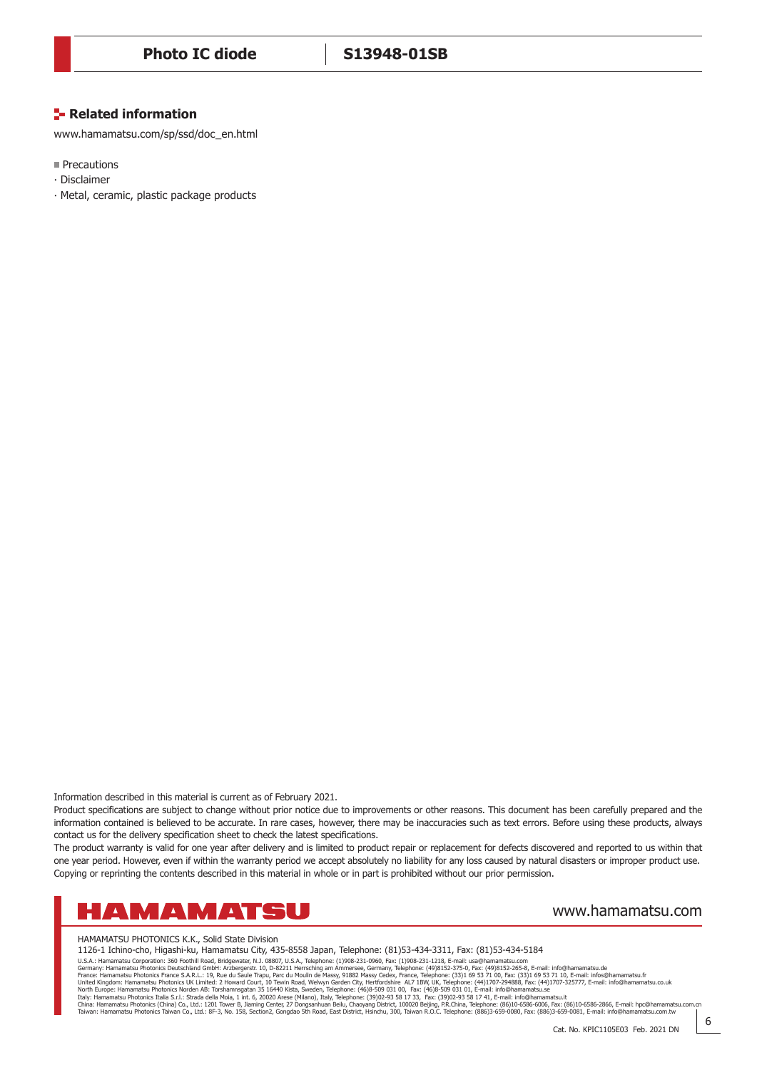## Related information

www.hamamatsu.com/sp/ssd/doc_en.html

- Precautions
- · Disclaimer
- · Metal, ceramic, plastic package products

Information described in this material is current as of February 2021.

Product specifications are subject to change without prior notice due to improvements or other reasons. This document has been carefully prepared and the information contained is believed to be accurate. In rare cases, however, there may be inaccuracies such as text errors. Before using these products, always contact us for the delivery specification sheet to check the latest specifications.

The product warranty is valid for one year after delivery and is limited to product repair or replacement for defects discovered and reported to us within that one year period. However, even if within the warranty period we accept absolutely no liability for any loss caused by natural disasters or improper product use. Copying or reprinting the contents described in this material in whole or in part is prohibited without our prior permission.

**HAMAMATSU**

www.hamamatsu.com

HAMAMATSU PHOTONICS K.K., Solid State Division

1126-1 Ichino-cho, Higashi-ku, Hamamatsu City, 435-8558 Japan, Telephone: (81)53-434-3311, Fax: (81)53-434-5184

U.S.A.: Hamamatsu Corporation: 360 Foothill Road, Bridgewater, N.J. 08807, U.S.A., Telephone: (1)908-231-0960, Fax: (1)908-231-1218, E-mail: usa@hamamatsu.com
Germany: Hamamatsu Photonics Deutschland GmbH: Arzbergerstr. 10, D-82211 Herrsching am Ammersee, Germany, Telephone: (49)8152-375-0, Fax: (49)8152-265-8, E-mail: info@hamamatsu.de
France: Hamamatsu Photonics France S.A.R.L.: 19, Rue du Saule Trapu, Parc du Moulin de Massy, 91882 Massy Cedex, France, Telephone: (33)1 69 53 71 00, Fax: (33)1 69 53 71 10, E-mail: infos@hamamatsu.fr
United Kingdom: Hamamatsu Photonics UK Limited: 2 Howard Court, 10 Tewin Road, Welwyn Garden City, Hertfordshire AL7 1BW, UK, Telephone: (44)1707-294888, Fax: (44)1707-325777, E-mail: info@hamamatsu.co.uk
North Europe: Hamamatsu Photonics Norden AB: Torshamnsgatan 35 16440 Kista, Sweden, Telephone: (46)8-509 031 00, Fax: (46)8-509 031 01, E-mail: info@hamamatsu.se
Italy: Hamamatsu Photonics Italia S.r.l.: Strada della Moia, 1 int. 6, 20020 Arese (Milano), Italy, Telephone: (39)02-93 58 17 33, Fax: (39)02-93 58 17 41, E-mail: info@hamamatsu.it
China: Hamamatsu Photonics (China) Co., Ltd.: 1201 Tower B, Jiaming Center, 27 Dongsanhuan Beilu, Chaoyang District, 100020 Beijing, P.R.China, Telephone: (86)10-6586-6006, Fax: (86)10-6586-2866, E-mail: hpc@hamamatsu.com.cn
Taiwan: Hamamatsu Photonics Taiwan Co., Ltd.: 8F-3, No. 158, Section2, Gongdao 5th Road, East District, Hsinchu, 300, Taiwan R.O.C. Telephone: (886)3-659-0080, Fax: (886)3-659-0081, E-mail: info@hamamatsu.com.tw

Cat. No. KPIC1105E03 Feb. 2021 DN